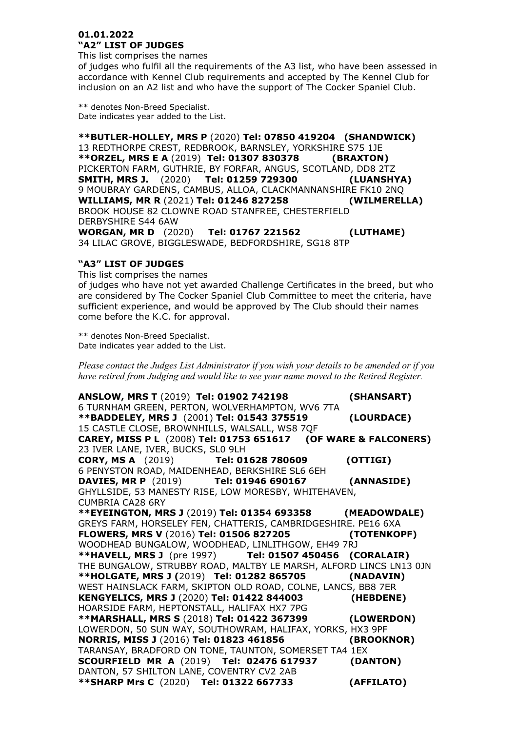**01.01.2022**

## "A2" LIST OF JUDGES

This list comprises the names
of judges who fulfil all the requirements of the A3 list, who have been assessed in accordance with Kennel Club requirements and accepted by The Kennel Club for inclusion on an A2 list and who have the support of The Cocker Spaniel Club.

** denotes Non-Breed Specialist.
Date indicates year added to the List.

**\*\*BUTLER-HOLLEY, MRS P** (2020) **Tel: 07850 419204 (SHANDWICK)**
13 REDTHORPE CREST, REDBROOK, BARNSLEY, YORKSHIRE S75 1JE
**\*\*ORZEL, MRS E A** (2019) **Tel: 01307 830378 (BRAXTON)**
PICKERTON FARM, GUTHRIE, BY FORFAR, ANGUS, SCOTLAND, DD8 2TZ
**SMITH, MRS J.** (2020) **Tel: 01259 729300 (LUANSHYA)**
9 MOUBRAY GARDENS, CAMBUS, ALLOA, CLACKMANNANSHIRE FK10 2NQ
**WILLIAMS, MR R** (2021) **Tel: 01246 827258 (WILMERELLA)**
BROOK HOUSE 82 CLOWNE ROAD STANFREE, CHESTERFIELD
DERBYSHIRE S44 6AW
**WORGAN, MR D** (2020) **Tel: 01767 221562 (LUTHAME)**
34 LILAC GROVE, BIGGLESWADE, BEDFORDSHIRE, SG18 8TP

## "A3" LIST OF JUDGES

This list comprises the names
of judges who have not yet awarded Challenge Certificates in the breed, but who are considered by The Cocker Spaniel Club Committee to meet the criteria, have sufficient experience, and would be approved by The Club should their names come before the K.C. for approval.

** denotes Non-Breed Specialist.
Date indicates year added to the List.

*Please contact the Judges List Administrator if you wish your details to be amended or if you have retired from Judging and would like to see your name moved to the Retired Register.*

**ANSLOW, MRS T** (2019) **Tel: 01902 742198 (SHANSART)**
6 TURNHAM GREEN, PERTON, WOLVERHAMPTON, WV6 7TA
**\*\*BADDELEY, MRS J** (2001) **Tel: 01543 375519 (LOURDACE)**
15 CASTLE CLOSE, BROWNHILLS, WALSALL, WS8 7QF
**CAREY, MISS P L** (2008) **Tel: 01753 651617 (OF WARE & FALCONERS)**
23 IVER LANE, IVER, BUCKS, SL0 9LH
**CORY, MS A** (2019) **Tel: 01628 780609 (OTTIGI)**
6 PENYSTON ROAD, MAIDENHEAD, BERKSHIRE SL6 6EH
**DAVIES, MR P** (2019) **Tel: 01946 690167 (ANNASIDE)**
GHYLLSIDE, 53 MANESTY RISE, LOW MORESBY, WHITEHAVEN,
CUMBRIA CA28 6RY
**\*\*EYEINGTON, MRS J** (2019) **Tel: 01354 693358 (MEADOWDALE)**
GREYS FARM, HORSELEY FEN, CHATTERIS, CAMBRIDGESHIRE. PE16 6XA
**FLOWERS, MRS V** (2016) **Tel: 01506 827205 (TOTENKOPF)**
WOODHEAD BUNGALOW, WOODHEAD, LINLITHGOW, EH49 7RJ
**\*\*HAVELL, MRS J** (pre 1997) **Tel: 01507 450456 (CORALAIR)**
THE BUNGALOW, STRUBBY ROAD, MALTBY LE MARSH, ALFORD LINCS LN13 0JN
**\*\*HOLGATE, MRS J (**2019) **Tel: 01282 865705 (NADAVIN)**
WEST HAINSLACK FARM, SKIPTON OLD ROAD, COLNE, LANCS, BB8 7ER
**KENGYELICS, MRS J** (2020) **Tel: 01422 844003 (HEBDENE)**
HOARSIDE FARM, HEPTONSTALL, HALIFAX HX7 7PG
**\*\*MARSHALL, MRS S** (2018) **Tel: 01422 367399 (LOWERDON)**
LOWERDON, 50 SUN WAY, SOUTHOWRAM, HALIFAX, YORKS, HX3 9PF
**NORRIS, MISS J** (2016) **Tel: 01823 461856 (BROOKNOR)**
TARANSAY, BRADFORD ON TONE, TAUNTON, SOMERSET TA4 1EX
**SCOURFIELD MR A** (2019) **Tel: 02476 617937 (DANTON)**
DANTON, 57 SHILTON LANE, COVENTRY CV2 2AB
**\*\*SHARP Mrs C** (2020) **Tel: 01322 667733 (AFFILATO)**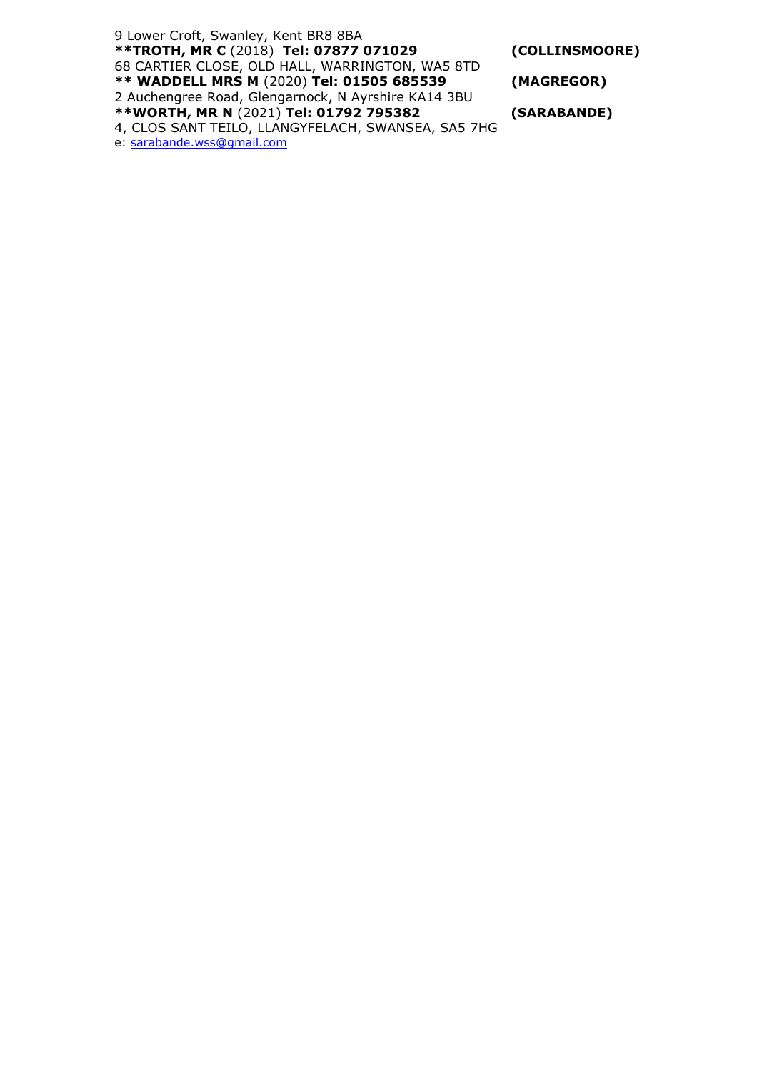9 Lower Croft, Swanley, Kent BR8 8BA

**TROTH, MR C (2018) Tel: 07877 071029 (COLLINSMOORE)

68 CARTIER CLOSE, OLD HALL, WARRINGTON, WA5 8TD

** WADDELL MRS M (2020) Tel: 01505 685539 (MAGREGOR)

2 Auchengree Road, Glengarnock, N Ayrshire KA14 3BU

**WORTH, MR N (2021) Tel: 01792 795382 (SARABANDE)

4, CLOS SANT TEILO, LLANGYFELACH, SWANSEA, SA5 7HG

e: sarabande.wss@gmail.com